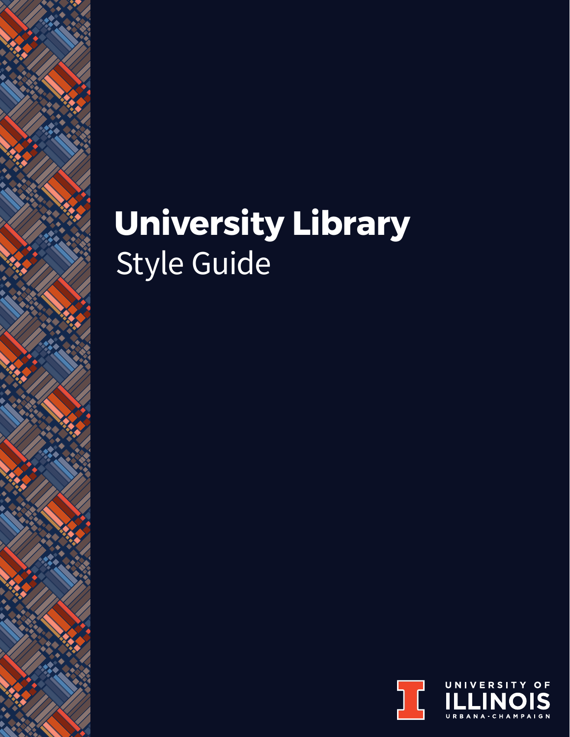# University Library

Style Guide

UNIVERSITY OF ILLINOIS URBANA-CHAMPAIGN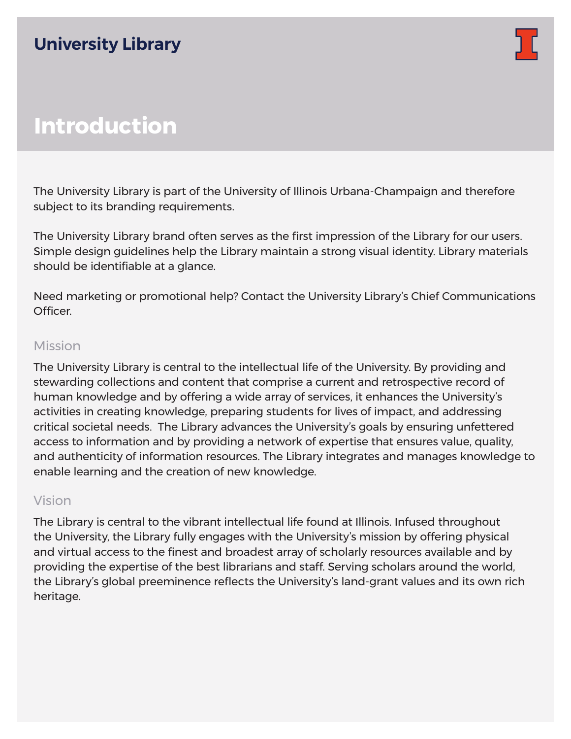University Library

# Introduction

The University Library is part of the University of Illinois Urbana-Champaign and therefore subject to its branding requirements.

The University Library brand often serves as the first impression of the Library for our users. Simple design guidelines help the Library maintain a strong visual identity. Library materials should be identifiable at a glance.

Need marketing or promotional help? Contact the University Library's Chief Communications Officer.

## Mission

The University Library is central to the intellectual life of the University. By providing and stewarding collections and content that comprise a current and retrospective record of human knowledge and by offering a wide array of services, it enhances the University's activities in creating knowledge, preparing students for lives of impact, and addressing critical societal needs. The Library advances the University's goals by ensuring unfettered access to information and by providing a network of expertise that ensures value, quality, and authenticity of information resources. The Library integrates and manages knowledge to enable learning and the creation of new knowledge.

## Vision

The Library is central to the vibrant intellectual life found at Illinois. Infused throughout the University, the Library fully engages with the University's mission by offering physical and virtual access to the finest and broadest array of scholarly resources available and by providing the expertise of the best librarians and staff. Serving scholars around the world, the Library's global preeminence reflects the University's land-grant values and its own rich heritage.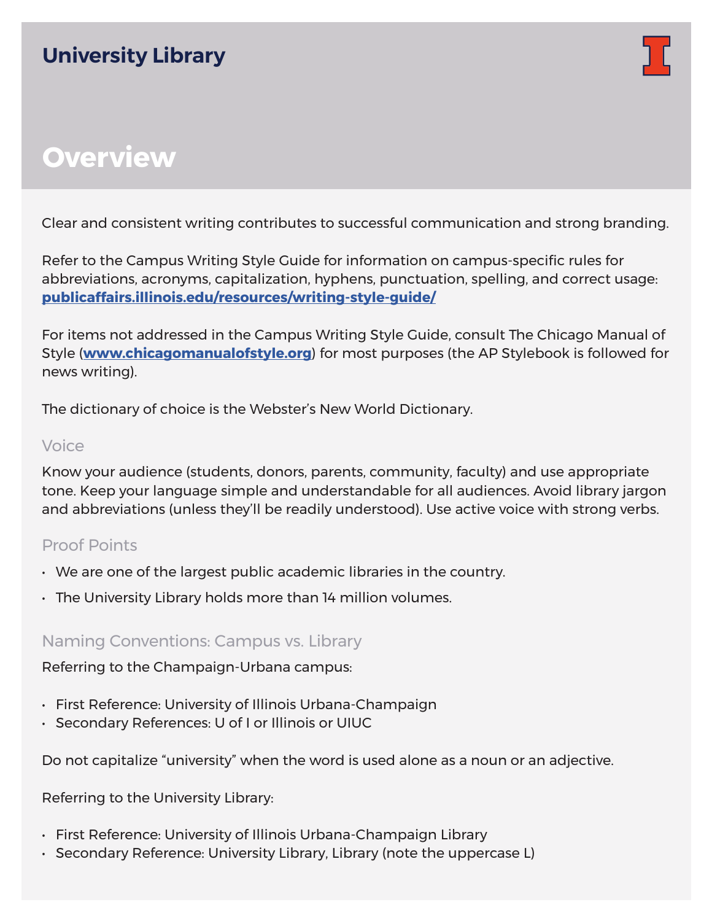## University Library

# Overview

Clear and consistent writing contributes to successful communication and strong branding.

Refer to the Campus Writing Style Guide for information on campus-specific rules for abbreviations, acronyms, capitalization, hyphens, punctuation, spelling, and correct usage: **publicaffairs.illinois.edu/resources/writing-style-guide/**

For items not addressed in the Campus Writing Style Guide, consult The Chicago Manual of Style (**www.chicagomanualofstyle.org**) for most purposes (the AP Stylebook is followed for news writing).

The dictionary of choice is the Webster's New World Dictionary.

### Voice

Know your audience (students, donors, parents, community, faculty) and use appropriate tone. Keep your language simple and understandable for all audiences. Avoid library jargon and abbreviations (unless they'll be readily understood). Use active voice with strong verbs.

### Proof Points

- We are one of the largest public academic libraries in the country.
- The University Library holds more than 14 million volumes.

### Naming Conventions: Campus vs. Library

Referring to the Champaign-Urbana campus:

- First Reference: University of Illinois Urbana-Champaign
- Secondary References: U of I or Illinois or UIUC

Do not capitalize "university" when the word is used alone as a noun or an adjective.

Referring to the University Library:

- First Reference: University of Illinois Urbana-Champaign Library
- Secondary Reference: University Library, Library (note the uppercase L)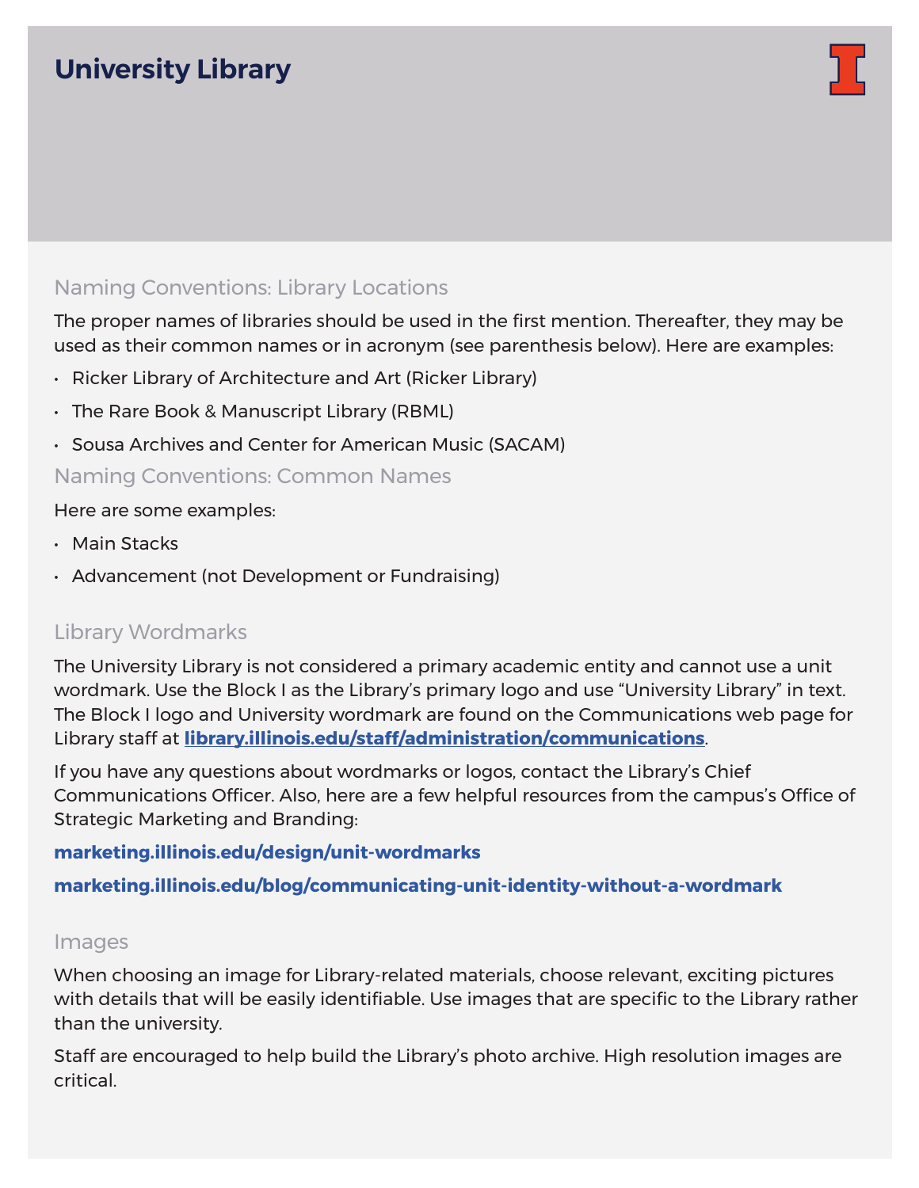# University Library

## Naming Conventions: Library Locations

The proper names of libraries should be used in the first mention. Thereafter, they may be used as their common names or in acronym (see parenthesis below). Here are examples:

- Ricker Library of Architecture and Art (Ricker Library)
- The Rare Book & Manuscript Library (RBML)
- Sousa Archives and Center for American Music (SACAM)

## Naming Conventions: Common Names

Here are some examples:

- Main Stacks
- Advancement (not Development or Fundraising)

## Library Wordmarks

The University Library is not considered a primary academic entity and cannot use a unit wordmark. Use the Block I as the Library's primary logo and use "University Library" in text. The Block I logo and University wordmark are found on the Communications web page for Library staff at **library.illinois.edu/staff/administration/communications**.

If you have any questions about wordmarks or logos, contact the Library's Chief Communications Officer. Also, here are a few helpful resources from the campus's Office of Strategic Marketing and Branding:

**marketing.illinois.edu/design/unit-wordmarks**

**marketing.illinois.edu/blog/communicating-unit-identity-without-a-wordmark**

## Images

When choosing an image for Library-related materials, choose relevant, exciting pictures with details that will be easily identifiable. Use images that are specific to the Library rather than the university.

Staff are encouraged to help build the Library's photo archive. High resolution images are critical.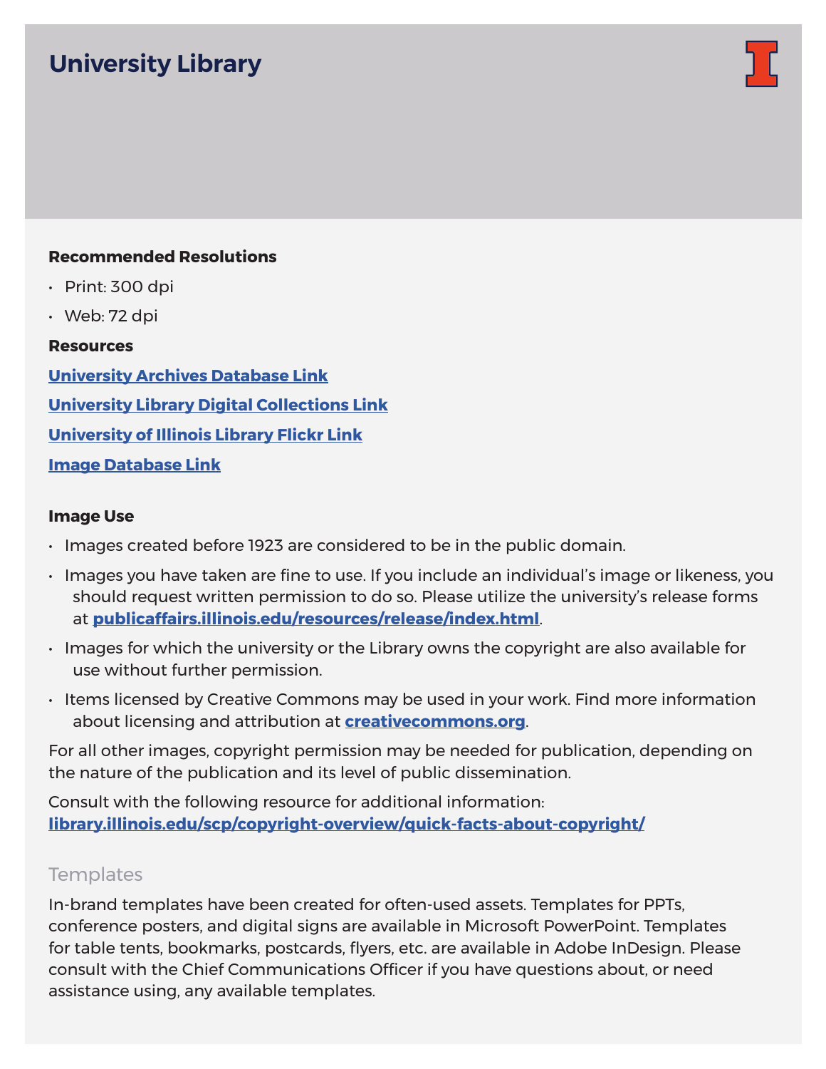# University Library

**Recommended Resolutions**

- Print: 300 dpi
- Web: 72 dpi

**Resources**

[University Archives Database Link]

[University Library Digital Collections Link]

[University of Illinois Library Flickr Link]

[Image Database Link]

**Image Use**

- Images created before 1923 are considered to be in the public domain.
- Images you have taken are fine to use. If you include an individual's image or likeness, you should request written permission to do so. Please utilize the university's release forms at **publicaffairs.illinois.edu/resources/release/index.html**.
- Images for which the university or the Library owns the copyright are also available for use without further permission.
- Items licensed by Creative Commons may be used in your work. Find more information about licensing and attribution at **creativecommons.org**.

For all other images, copyright permission may be needed for publication, depending on the nature of the publication and its level of public dissemination.

Consult with the following resource for additional information:
**library.illinois.edu/scp/copyright-overview/quick-facts-about-copyright/**

## Templates

In-brand templates have been created for often-used assets. Templates for PPTs, conference posters, and digital signs are available in Microsoft PowerPoint. Templates for table tents, bookmarks, postcards, flyers, etc. are available in Adobe InDesign. Please consult with the Chief Communications Officer if you have questions about, or need assistance using, any available templates.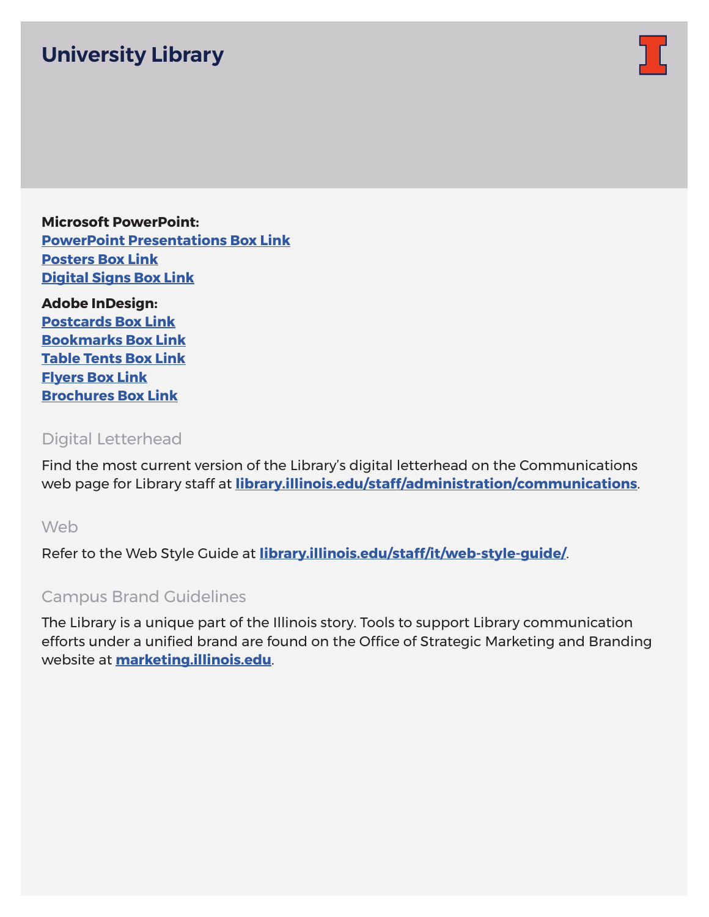# University Library

**Microsoft PowerPoint:**
**PowerPoint Presentations Box Link**
**Posters Box Link**
**Digital Signs Box Link**

**Adobe InDesign:**
**Postcards Box Link**
**Bookmarks Box Link**
**Table Tents Box Link**
**Flyers Box Link**
**Brochures Box Link**

## Digital Letterhead

Find the most current version of the Library's digital letterhead on the Communications web page for Library staff at **library.illinois.edu/staff/administration/communications**.

## Web

Refer to the Web Style Guide at **library.illinois.edu/staff/it/web-style-guide/**.

## Campus Brand Guidelines

The Library is a unique part of the Illinois story. Tools to support Library communication efforts under a unified brand are found on the Office of Strategic Marketing and Branding website at **marketing.illinois.edu**.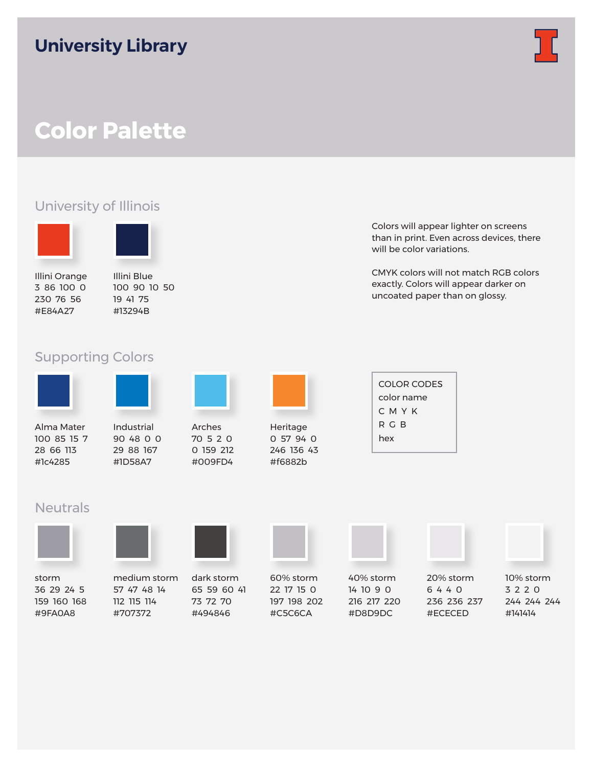## University Library

# Color Palette

### University of Illinois

Illini Orange
3 86 100 0
230 76 56
#E84A27

Illini Blue
100 90 10 50
19 41 75
#13294B

Colors will appear lighter on screens than in print. Even across devices, there will be color variations.

CMYK colors will not match RGB colors exactly. Colors will appear darker on uncoated paper than on glossy.

### Supporting Colors

Alma Mater
100 85 15 7
28 66 113
#1c4285

Industrial
90 48 0 0
29 88 167
#1D58A7

Arches
70 5 2 0
0 159 212
#009FD4

Heritage
0 57 94 0
246 136 43
#f6882b

COLOR CODES
color name
C M Y K
R G B
hex

### Neutrals

storm
36 29 24 5
159 160 168
#9FA0A8

medium storm
57 47 48 14
112 115 114
#707372

dark storm
65 59 60 41
73 72 70
#494846

60% storm
22 17 15 0
197 198 202
#C5C6CA

40% storm
14 10 9 0
216 217 220
#D8D9DC

20% storm
6 4 4 0
236 236 237
#ECECED

10% storm
3 2 2 0
244 244 244
#141414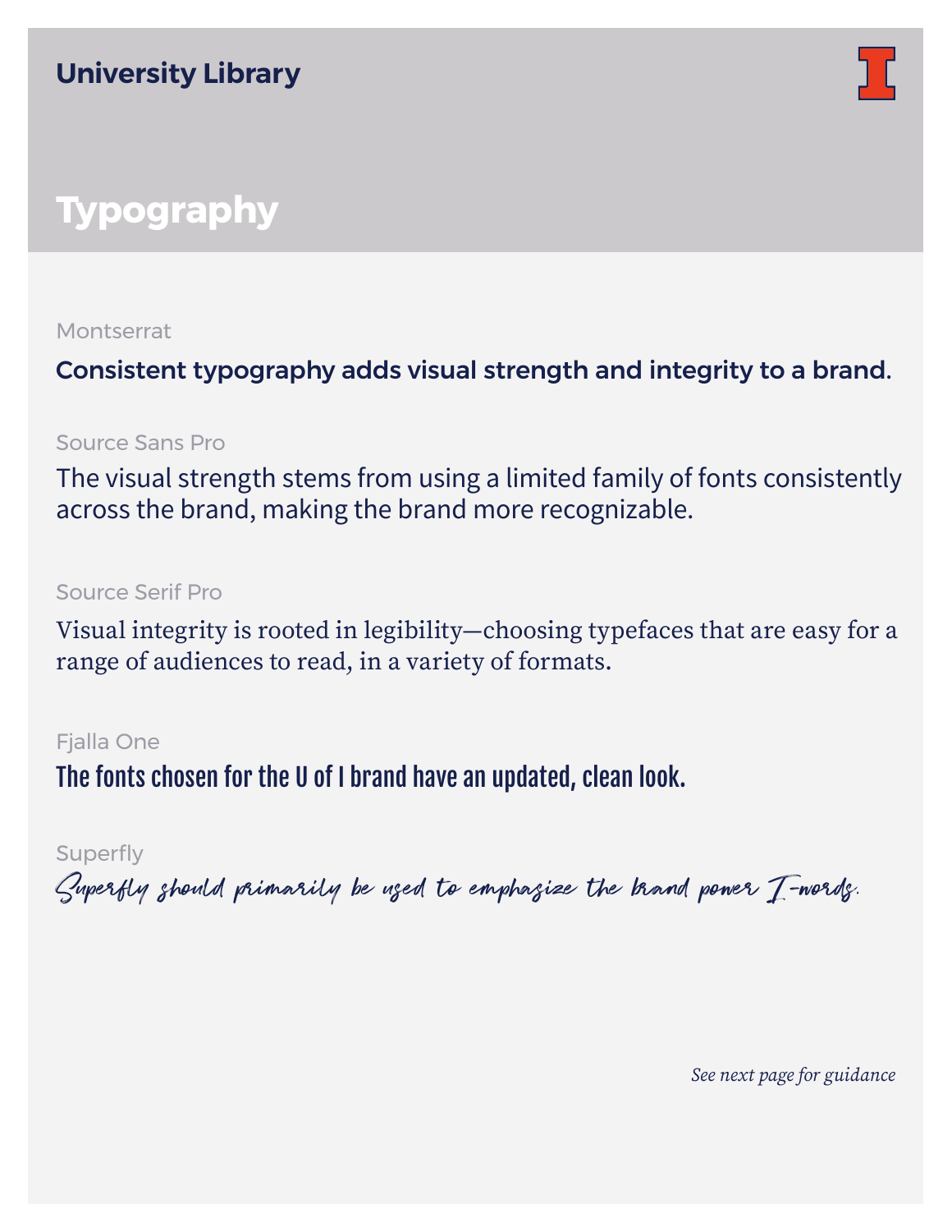**University Library**

# Typography

Montserrat

**Consistent typography adds visual strength and integrity to a brand.**

Source Sans Pro

The visual strength stems from using a limited family of fonts consistently across the brand, making the brand more recognizable.

Source Serif Pro

Visual integrity is rooted in legibility—choosing typefaces that are easy for a range of audiences to read, in a variety of formats.

Fjalla One

**The fonts chosen for the U of I brand have an updated, clean look.**

Superfly

*Superfly should primarily be used to emphasize the brand power I-words.*

*See next page for guidance*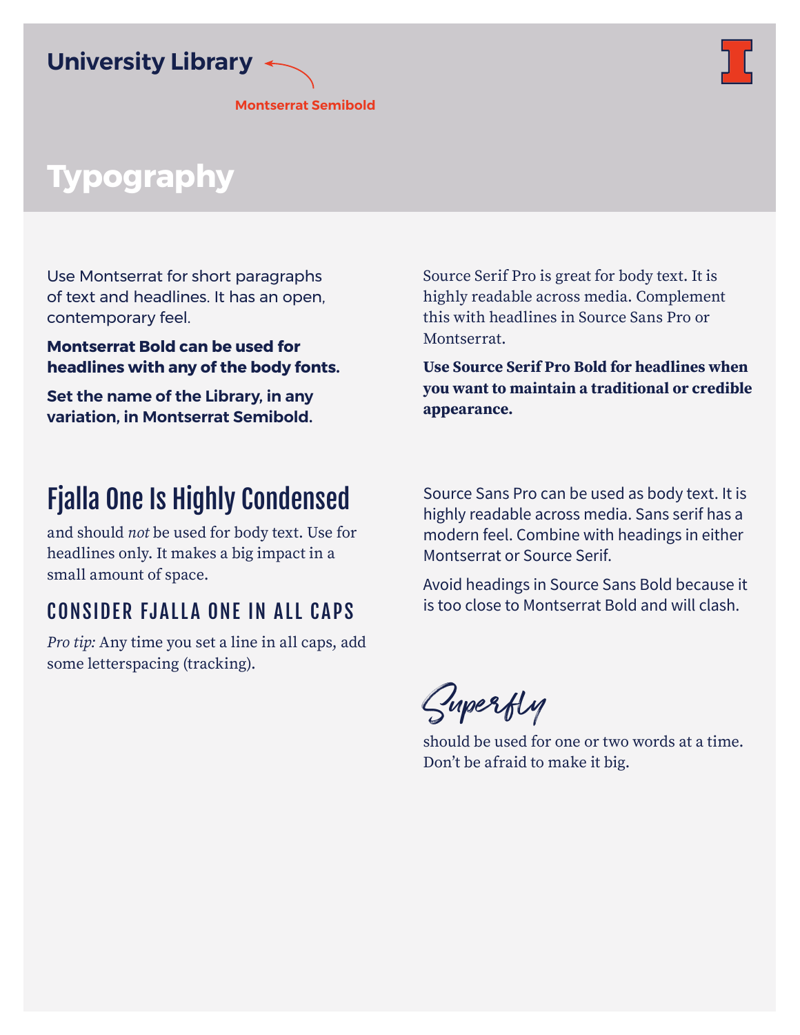University Library

Montserrat Semibold

# Typography

Use Montserrat for short paragraphs of text and headlines. It has an open, contemporary feel.

**Montserrat Bold can be used for headlines with any of the body fonts.**

**Set the name of the Library, in any variation, in Montserrat Semibold.**

Source Serif Pro is great for body text. It is highly readable across media. Complement this with headlines in Source Sans Pro or Montserrat.

**Use Source Serif Pro Bold for headlines when you want to maintain a traditional or credible appearance.**

## Fjalla One Is Highly Condensed

and should *not* be used for body text. Use for headlines only. It makes a big impact in a small amount of space.

### CONSIDER FJALLA ONE IN ALL CAPS

*Pro tip:* Any time you set a line in all caps, add some letterspacing (tracking).

Source Sans Pro can be used as body text. It is highly readable across media. Sans serif has a modern feel. Combine with headings in either Montserrat or Source Serif.

Avoid headings in Source Sans Bold because it is too close to Montserrat Bold and will clash.

Superfly

should be used for one or two words at a time. Don't be afraid to make it big.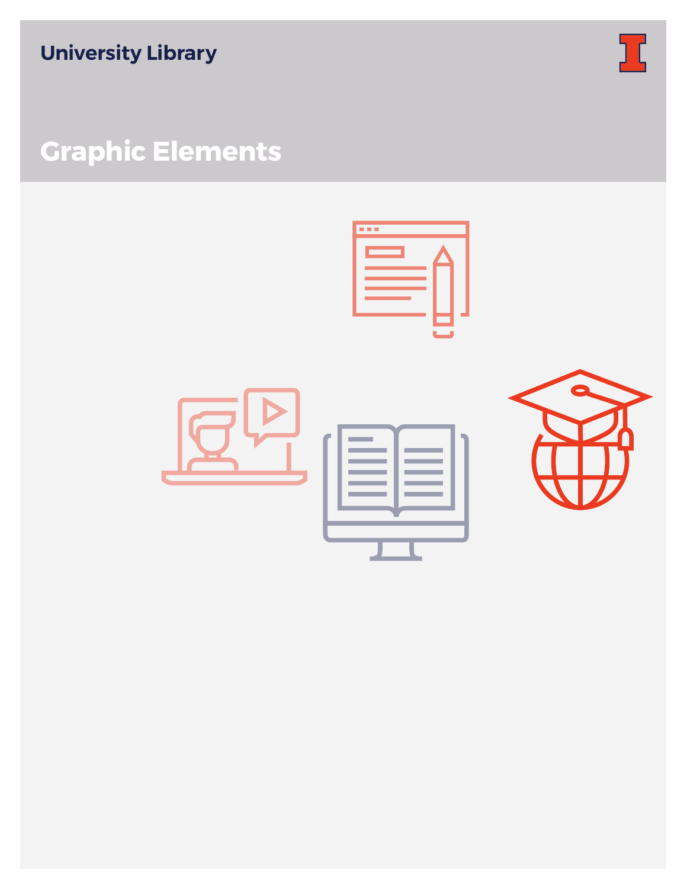University Library

# Graphic Elements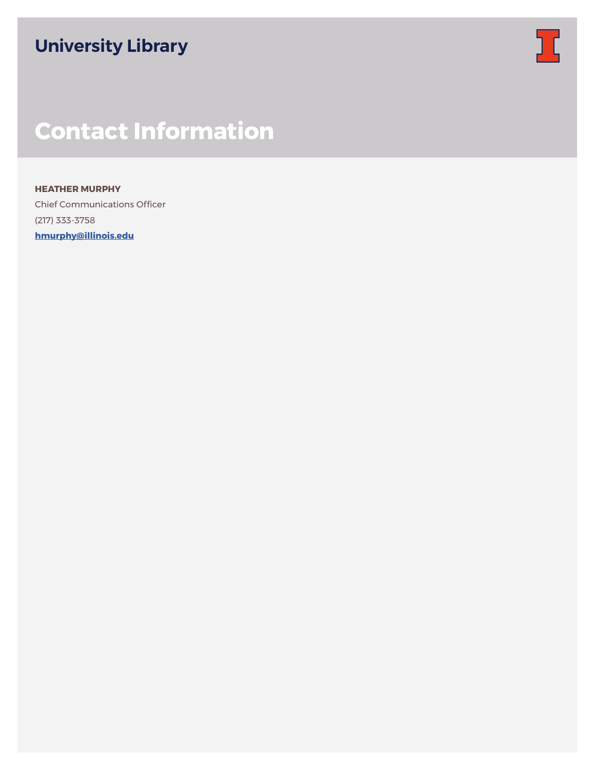University Library

# Contact Information

**HEATHER MURPHY**

Chief Communications Officer

(217) 333-3758

**hmurphy@illinois.edu**